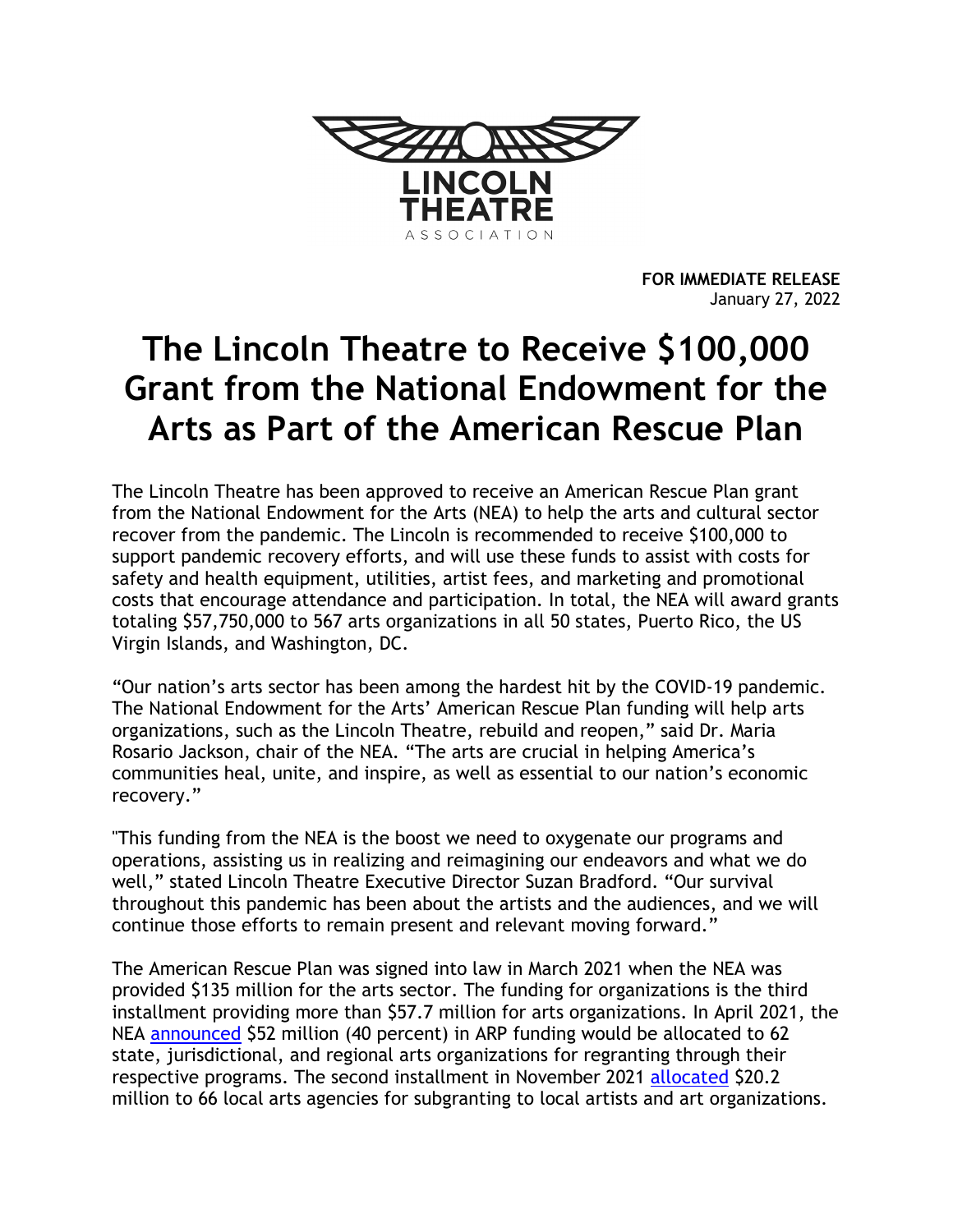LINCOLN THEATRE

ASSOCIATION

**FOR IMMEDIATE RELEASE**
January 27, 2022

# The Lincoln Theatre to Receive $100,000 Grant from the National Endowment for the Arts as Part of the American Rescue Plan

The Lincoln Theatre has been approved to receive an American Rescue Plan grant from the National Endowment for the Arts (NEA) to help the arts and cultural sector recover from the pandemic. The Lincoln is recommended to receive $100,000 to support pandemic recovery efforts, and will use these funds to assist with costs for safety and health equipment, utilities, artist fees, and marketing and promotional costs that encourage attendance and participation. In total, the NEA will award grants totaling $57,750,000 to 567 arts organizations in all 50 states, Puerto Rico, the US Virgin Islands, and Washington, DC.

"Our nation's arts sector has been among the hardest hit by the COVID-19 pandemic. The National Endowment for the Arts' American Rescue Plan funding will help arts organizations, such as the Lincoln Theatre, rebuild and reopen," said Dr. Maria Rosario Jackson, chair of the NEA. "The arts are crucial in helping America's communities heal, unite, and inspire, as well as essential to our nation's economic recovery."

"This funding from the NEA is the boost we need to oxygenate our programs and operations, assisting us in realizing and reimagining our endeavors and what we do well," stated Lincoln Theatre Executive Director Suzan Bradford. "Our survival throughout this pandemic has been about the artists and the audiences, and we will continue those efforts to remain present and relevant moving forward."

The American Rescue Plan was signed into law in March 2021 when the NEA was provided $135 million for the arts sector. The funding for organizations is the third installment providing more than $57.7 million for arts organizations. In April 2021, the NEA announced $52 million (40 percent) in ARP funding would be allocated to 62 state, jurisdictional, and regional arts organizations for regranting through their respective programs. The second installment in November 2021 allocated $20.2 million to 66 local arts agencies for subgranting to local artists and art organizations.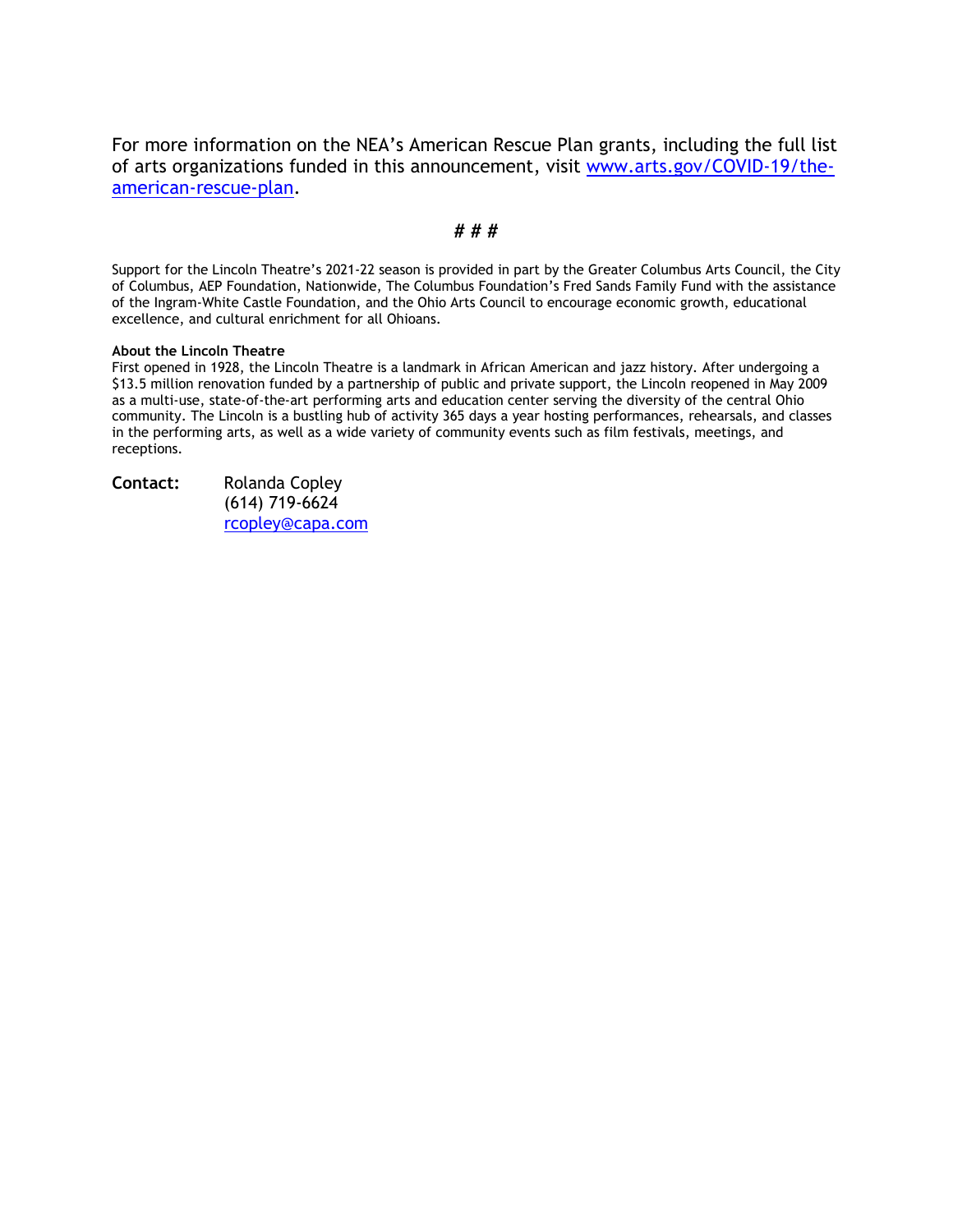For more information on the NEA's American Rescue Plan grants, including the full list of arts organizations funded in this announcement, visit [www.arts.gov/COVID-19/the-american-rescue-plan](www.arts.gov/COVID-19/the-american-rescue-plan).

**# # #**

Support for the Lincoln Theatre's 2021-22 season is provided in part by the Greater Columbus Arts Council, the City of Columbus, AEP Foundation, Nationwide, The Columbus Foundation's Fred Sands Family Fund with the assistance of the Ingram-White Castle Foundation, and the Ohio Arts Council to encourage economic growth, educational excellence, and cultural enrichment for all Ohioans.

**About the Lincoln Theatre**
First opened in 1928, the Lincoln Theatre is a landmark in African American and jazz history. After undergoing a $13.5 million renovation funded by a partnership of public and private support, the Lincoln reopened in May 2009 as a multi-use, state-of-the-art performing arts and education center serving the diversity of the central Ohio community. The Lincoln is a bustling hub of activity 365 days a year hosting performances, rehearsals, and classes in the performing arts, as well as a wide variety of community events such as film festivals, meetings, and receptions.

**Contact:** Rolanda Copley
(614) 719-6624
[rcopley@capa.com](mailto:rcopley@capa.com)